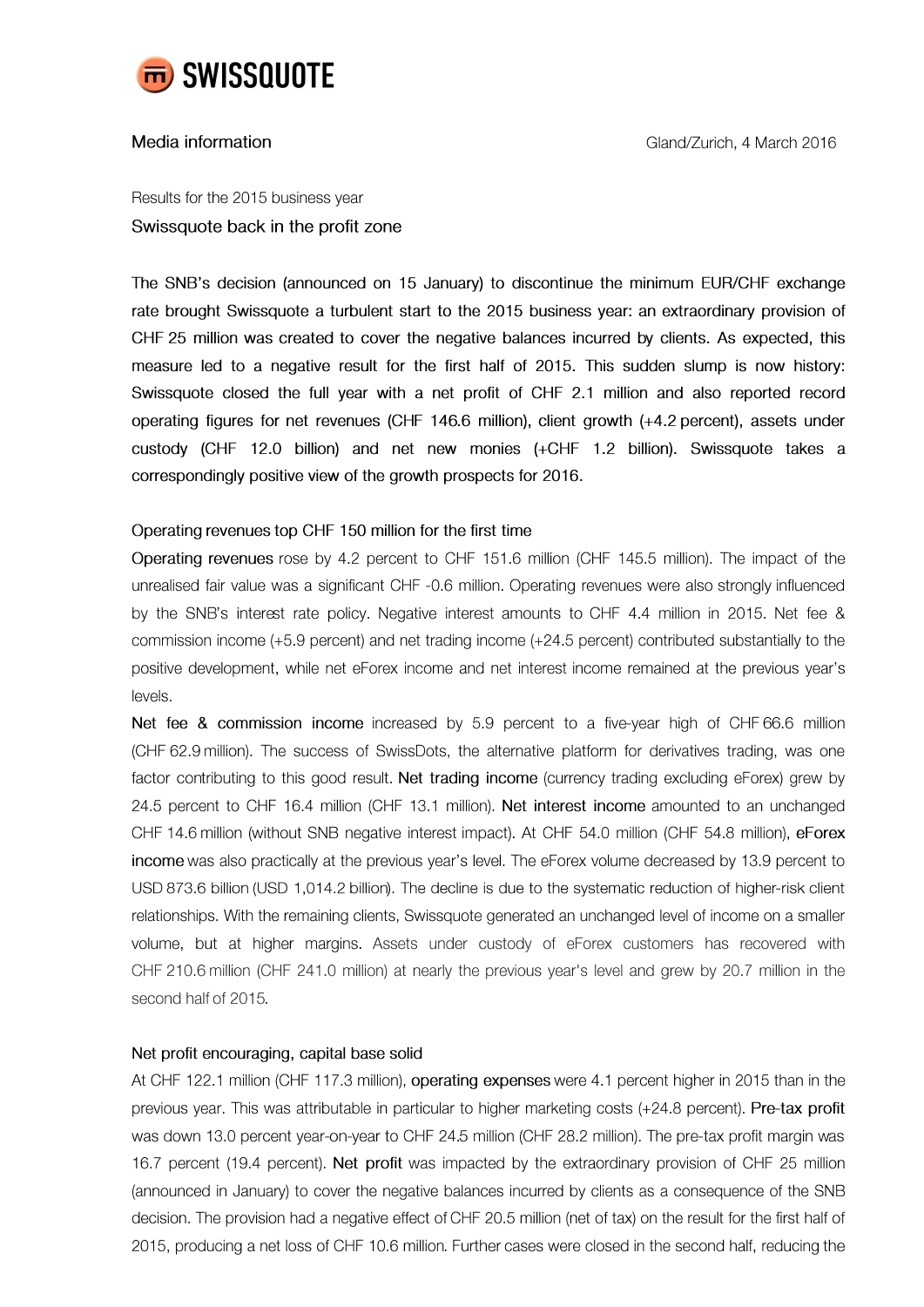SWISSQUOTE

Media information

Gland/Zurich, 4 March 2016

Results for the 2015 business year

## Swissquote back in the profit zone

**The SNB's decision (announced on 15 January) to discontinue the minimum EUR/CHF exchange rate brought Swissquote a turbulent start to the 2015 business year: an extraordinary provision of CHF 25 million was created to cover the negative balances incurred by clients. As expected, this measure led to a negative result for the first half of 2015. This sudden slump is now history: Swissquote closed the full year with a net profit of CHF 2.1 million and also reported record operating figures for net revenues (CHF 146.6 million), client growth (+4.2 percent), assets under custody (CHF 12.0 billion) and net new monies (+CHF 1.2 billion). Swissquote takes a correspondingly positive view of the growth prospects for 2016.**

### Operating revenues top CHF 150 million for the first time

**Operating revenues** rose by 4.2 percent to CHF 151.6 million (CHF 145.5 million). The impact of the unrealised fair value was a significant CHF -0.6 million. Operating revenues were also strongly influenced by the SNB's interest rate policy. Negative interest amounts to CHF 4.4 million in 2015. Net fee & commission income (+5.9 percent) and net trading income (+24.5 percent) contributed substantially to the positive development, while net eForex income and net interest income remained at the previous year's levels.

**Net fee & commission income** increased by 5.9 percent to a five-year high of CHF 66.6 million (CHF 62.9 million). The success of SwissDots, the alternative platform for derivatives trading, was one factor contributing to this good result. **Net trading income** (currency trading excluding eForex) grew by 24.5 percent to CHF 16.4 million (CHF 13.1 million). **Net interest income** amounted to an unchanged CHF 14.6 million (without SNB negative interest impact). At CHF 54.0 million (CHF 54.8 million), **eForex income** was also practically at the previous year's level. The eForex volume decreased by 13.9 percent to USD 873.6 billion (USD 1,014.2 billion). The decline is due to the systematic reduction of higher-risk client relationships. With the remaining clients, Swissquote generated an unchanged level of income on a smaller volume, but at higher margins. Assets under custody of eForex customers has recovered with CHF 210.6 million (CHF 241.0 million) at nearly the previous year's level and grew by 20.7 million in the second half of 2015.

### Net profit encouraging, capital base solid

At CHF 122.1 million (CHF 117.3 million), **operating expenses** were 4.1 percent higher in 2015 than in the previous year. This was attributable in particular to higher marketing costs (+24.8 percent). **Pre-tax profit** was down 13.0 percent year-on-year to CHF 24.5 million (CHF 28.2 million). The pre-tax profit margin was 16.7 percent (19.4 percent). **Net profit** was impacted by the extraordinary provision of CHF 25 million (announced in January) to cover the negative balances incurred by clients as a consequence of the SNB decision. The provision had a negative effect of CHF 20.5 million (net of tax) on the result for the first half of 2015, producing a net loss of CHF 10.6 million. Further cases were closed in the second half, reducing the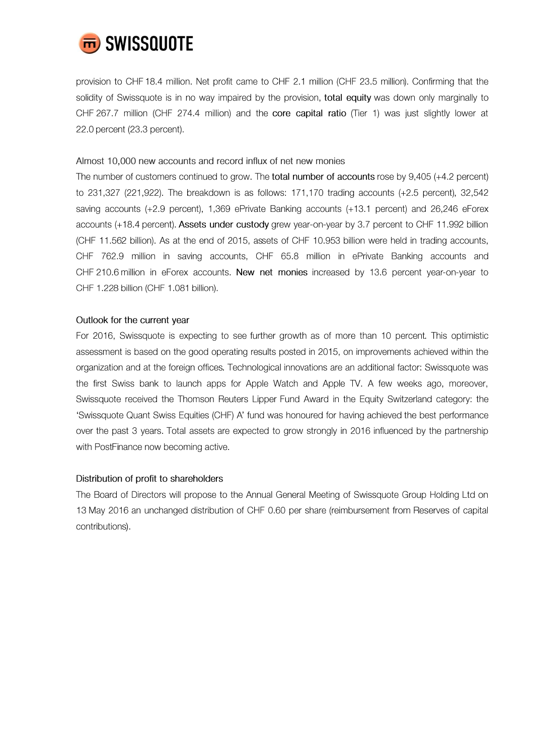provision to CHF 18.4 million. Net profit came to CHF 2.1 million (CHF 23.5 million). Confirming that the solidity of Swissquote is in no way impaired by the provision, **total equity** was down only marginally to CHF 267.7 million (CHF 274.4 million) and the **core capital ratio** (Tier 1) was just slightly lower at 22.0 percent (23.3 percent).

## Almost 10,000 new accounts and record influx of net new monies

The number of customers continued to grow. The **total number of accounts** rose by 9,405 (+4.2 percent) to 231,327 (221,922). The breakdown is as follows: 171,170 trading accounts (+2.5 percent), 32,542 saving accounts (+2.9 percent), 1,369 ePrivate Banking accounts (+13.1 percent) and 26,246 eForex accounts (+18.4 percent). **Assets under custody** grew year-on-year by 3.7 percent to CHF 11.992 billion (CHF 11.562 billion). As at the end of 2015, assets of CHF 10.953 billion were held in trading accounts, CHF 762.9 million in saving accounts, CHF 65.8 million in ePrivate Banking accounts and CHF 210.6 million in eForex accounts. **New net monies** increased by 13.6 percent year-on-year to CHF 1.228 billion (CHF 1.081 billion).

## Outlook for the current year

For 2016, Swissquote is expecting to see further growth as of more than 10 percent. This optimistic assessment is based on the good operating results posted in 2015, on improvements achieved within the organization and at the foreign offices. Technological innovations are an additional factor: Swissquote was the first Swiss bank to launch apps for Apple Watch and Apple TV. A few weeks ago, moreover, Swissquote received the Thomson Reuters Lipper Fund Award in the Equity Switzerland category: the 'Swissquote Quant Swiss Equities (CHF) A' fund was honoured for having achieved the best performance over the past 3 years. Total assets are expected to grow strongly in 2016 influenced by the partnership with PostFinance now becoming active.

## Distribution of profit to shareholders

The Board of Directors will propose to the Annual General Meeting of Swissquote Group Holding Ltd on 13 May 2016 an unchanged distribution of CHF 0.60 per share (reimbursement from Reserves of capital contributions).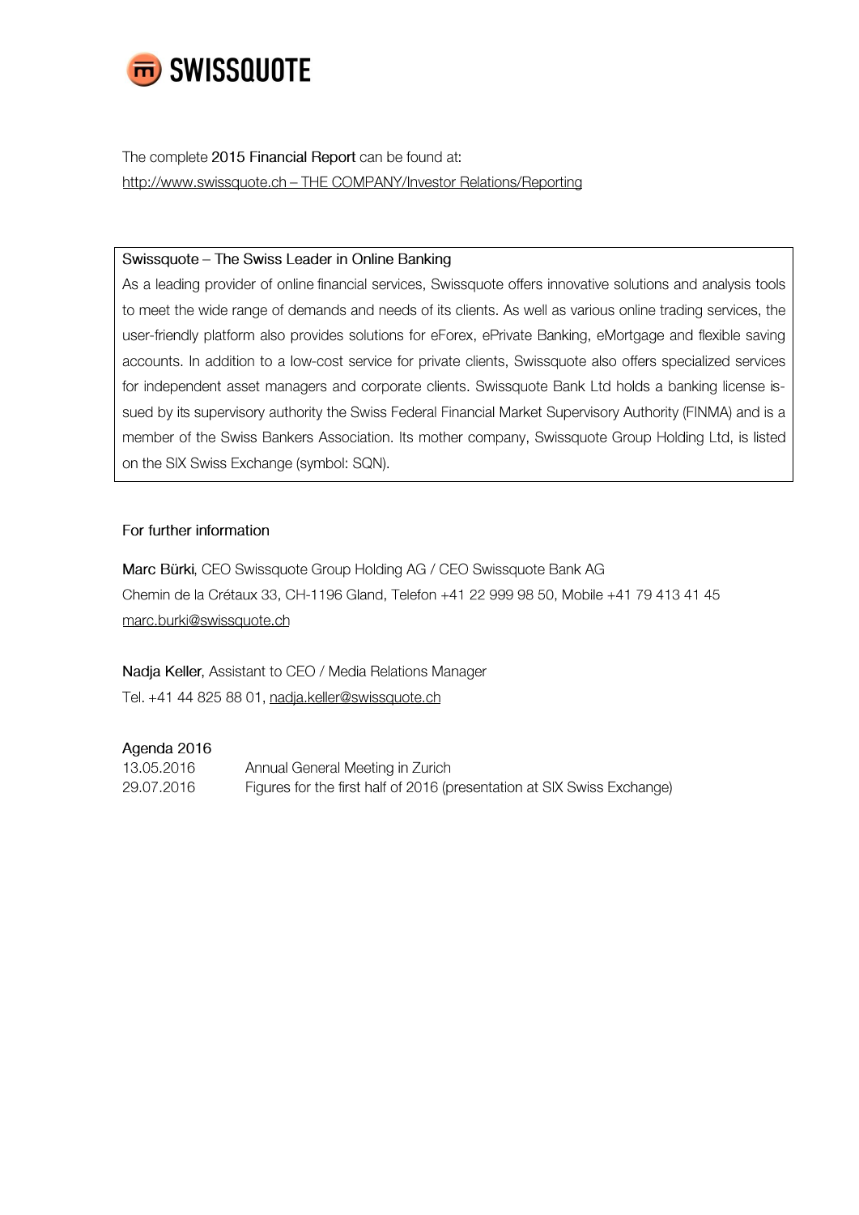The complete **2015 Financial Report** can be found at:
http://www.swissquote.ch – THE COMPANY/Investor Relations/Reporting

**Swissquote – The Swiss Leader in Online Banking**

As a leading provider of online financial services, Swissquote offers innovative solutions and analysis tools to meet the wide range of demands and needs of its clients. As well as various online trading services, the user-friendly platform also provides solutions for eForex, ePrivate Banking, eMortgage and flexible saving accounts. In addition to a low-cost service for private clients, Swissquote also offers specialized services for independent asset managers and corporate clients. Swissquote Bank Ltd holds a banking license issued by its supervisory authority the Swiss Federal Financial Market Supervisory Authority (FINMA) and is a member of the Swiss Bankers Association. Its mother company, Swissquote Group Holding Ltd, is listed on the SIX Swiss Exchange (symbol: SQN).

**For further information**

**Marc Bürki**, CEO Swissquote Group Holding AG / CEO Swissquote Bank AG
Chemin de la Crétaux 33, CH-1196 Gland, Telefon +41 22 999 98 50, Mobile +41 79 413 41 45
marc.burki@swissquote.ch

**Nadja Keller**, Assistant to CEO / Media Relations Manager
Tel. +41 44 825 88 01, nadja.keller@swissquote.ch

**Agenda 2016**

| | |
|---|---|
| 13.05.2016 | Annual General Meeting in Zurich |
| 29.07.2016 | Figures for the first half of 2016 (presentation at SIX Swiss Exchange) |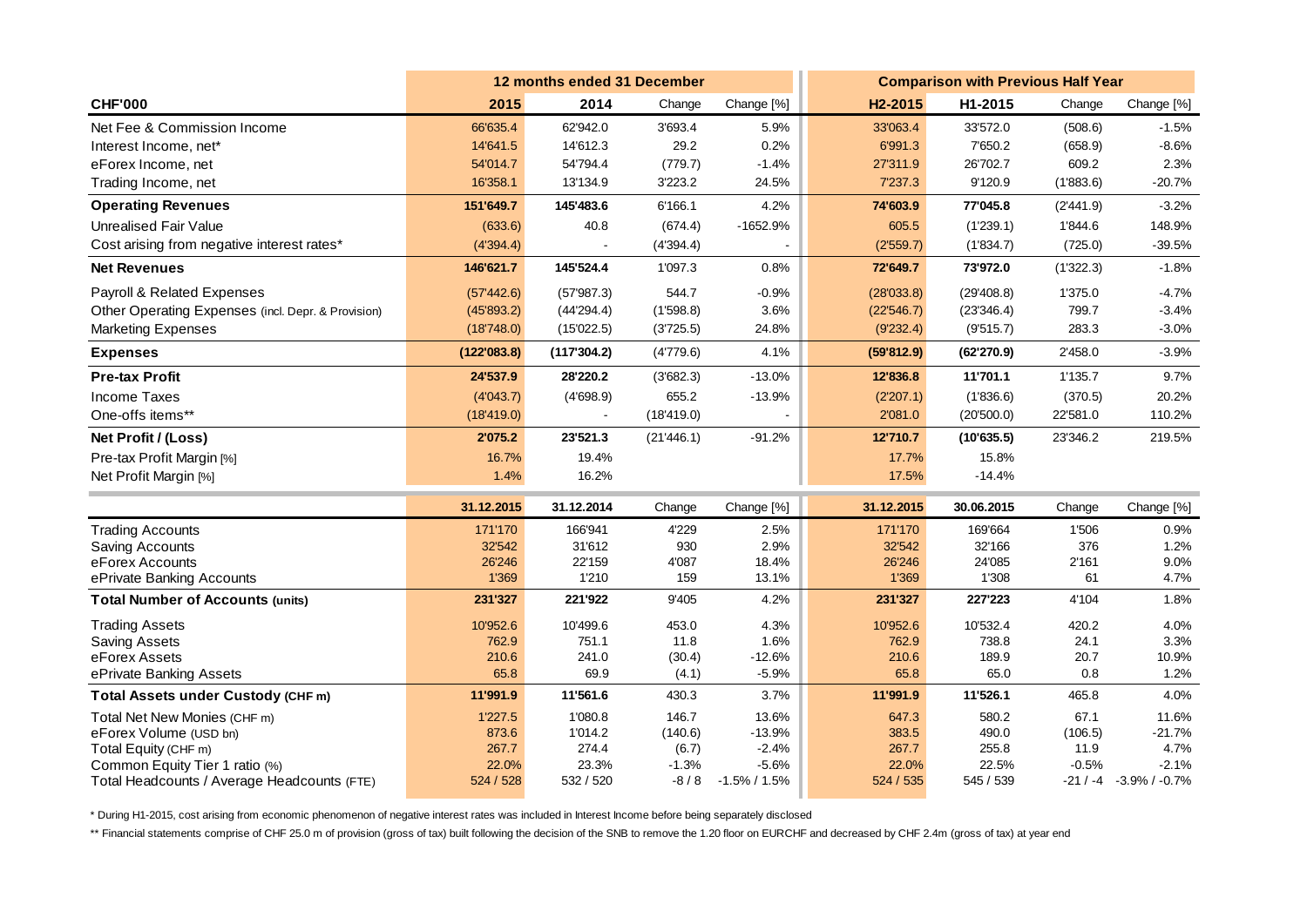| CHF'000 | 12 months ended 31 December | | | | Comparison with Previous Half Year | | | |
|---|---|---|---|---|---|---|---|---|
| | 2015 | 2014 | Change | Change [%] | H2-2015 | H1-2015 | Change | Change [%] |
| Net Fee & Commission Income | 66'635.4 | 62'942.0 | 3'693.4 | 5.9% | 33'063.4 | 33'572.0 | (508.6) | -1.5% |
| Interest Income, net* | 14'641.5 | 14'612.3 | 29.2 | 0.2% | 6'991.3 | 7'650.2 | (658.9) | -8.6% |
| eForex Income, net | 54'014.7 | 54'794.4 | (779.7) | -1.4% | 27'311.9 | 26'702.7 | 609.2 | 2.3% |
| Trading Income, net | 16'358.1 | 13'134.9 | 3'223.2 | 24.5% | 7'237.3 | 9'120.9 | (1'883.6) | -20.7% |
| **Operating Revenues** | **151'649.7** | **145'483.6** | 6'166.1 | 4.2% | **74'603.9** | **77'045.8** | (2'441.9) | -3.2% |
| Unrealised Fair Value | (633.6) | 40.8 | (674.4) | -1652.9% | 605.5 | (1'239.1) | 1'844.6 | 148.9% |
| Cost arising from negative interest rates* | (4'394.4) | - | (4'394.4) | - | (2'559.7) | (1'834.7) | (725.0) | -39.5% |
| **Net Revenues** | **146'621.7** | **145'524.4** | 1'097.3 | 0.8% | **72'649.7** | **73'972.0** | (1'322.3) | -1.8% |
| Payroll & Related Expenses | (57'442.6) | (57'987.3) | 544.7 | -0.9% | (28'033.8) | (29'408.8) | 1'375.0 | -4.7% |
| Other Operating Expenses (incl. Depr. & Provision) | (45'893.2) | (44'294.4) | (1'598.8) | 3.6% | (22'546.7) | (23'346.4) | 799.7 | -3.4% |
| Marketing Expenses | (18'748.0) | (15'022.5) | (3'725.5) | 24.8% | (9'232.4) | (9'515.7) | 283.3 | -3.0% |
| **Expenses** | **(122'083.8)** | **(117'304.2)** | (4'779.6) | 4.1% | **(59'812.9)** | **(62'270.9)** | 2'458.0 | -3.9% |
| **Pre-tax Profit** | **24'537.9** | **28'220.2** | (3'682.3) | -13.0% | **12'836.8** | **11'701.1** | 1'135.7 | 9.7% |
| Income Taxes | (4'043.7) | (4'698.9) | 655.2 | -13.9% | (2'207.1) | (1'836.6) | (370.5) | 20.2% |
| One-offs items** | (18'419.0) | - | (18'419.0) | - | 2'081.0 | (20'500.0) | 22'581.0 | 110.2% |
| **Net Profit / (Loss)** | **2'075.2** | **23'521.3** | (21'446.1) | -91.2% | **12'710.7** | **(10'635.5)** | 23'346.2 | 219.5% |
| Pre-tax Profit Margin [%] | 16.7% | 19.4% | | | 17.7% | 15.8% | | |
| Net Profit Margin [%] | 1.4% | 16.2% | | | 17.5% | -14.4% | | |

| | 31.12.2015 | 31.12.2014 | Change | Change [%] | 31.12.2015 | 30.06.2015 | Change | Change [%] |
|---|---|---|---|---|---|---|---|---|
| Trading Accounts | 171'170 | 166'941 | 4'229 | 2.5% | 171'170 | 169'664 | 1'506 | 0.9% |
| Saving Accounts | 32'542 | 31'612 | 930 | 2.9% | 32'542 | 32'166 | 376 | 1.2% |
| eForex Accounts | 26'246 | 22'159 | 4'087 | 18.4% | 26'246 | 24'085 | 2'161 | 9.0% |
| ePrivate Banking Accounts | 1'369 | 1'210 | 159 | 13.1% | 1'369 | 1'308 | 61 | 4.7% |
| **Total Number of Accounts (units)** | **231'327** | **221'922** | 9'405 | 4.2% | **231'327** | **227'223** | 4'104 | 1.8% |
| Trading Assets | 10'952.6 | 10'499.6 | 453.0 | 4.3% | 10'952.6 | 10'532.4 | 420.2 | 4.0% |
| Saving Assets | 762.9 | 751.1 | 11.8 | 1.6% | 762.9 | 738.8 | 24.1 | 3.3% |
| eForex Assets | 210.6 | 241.0 | (30.4) | -12.6% | 210.6 | 189.9 | 20.7 | 10.9% |
| ePrivate Banking Assets | 65.8 | 69.9 | (4.1) | -5.9% | 65.8 | 65.0 | 0.8 | 1.2% |
| **Total Assets under Custody (CHF m)** | **11'991.9** | **11'561.6** | 430.3 | 3.7% | **11'991.9** | **11'526.1** | 465.8 | 4.0% |
| Total Net New Monies (CHF m) | 1'227.5 | 1'080.8 | 146.7 | 13.6% | 647.3 | 580.2 | 67.1 | 11.6% |
| eForex Volume (USD bn) | 873.6 | 1'014.2 | (140.6) | -13.9% | 383.5 | 490.0 | (106.5) | -21.7% |
| Total Equity (CHF m) | 267.7 | 274.4 | (6.7) | -2.4% | 267.7 | 255.8 | 11.9 | 4.7% |
| Common Equity Tier 1 ratio (%) | 22.0% | 23.3% | -1.3% | -5.6% | 22.0% | 22.5% | -0.5% | -2.1% |
| Total Headcounts / Average Headcounts (FTE) | 524 / 528 | 532 / 520 | -8 / 8 | -1.5% / 1.5% | 524 / 535 | 545 / 539 | -21 / -4 | -3.9% / -0.7% |

\* During H1-2015, cost arising from economic phenomenon of negative interest rates was included in Interest Income before being separately disclosed

\*\* Financial statements comprise of CHF 25.0 m of provision (gross of tax) built following the decision of the SNB to remove the 1.20 floor on EURCHF and decreased by CHF 2.4m (gross of tax) at year end